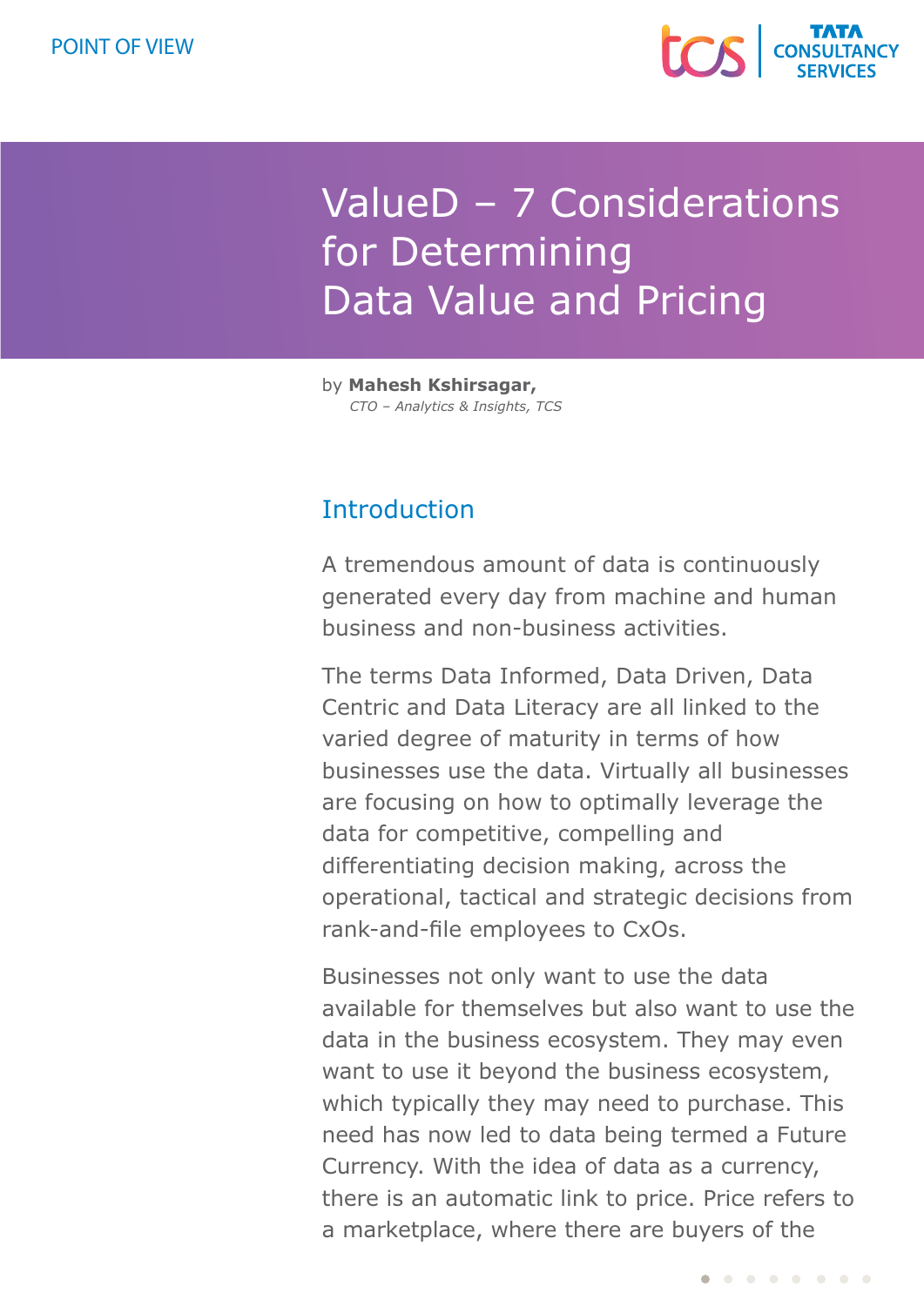POINT OF VIEW

# ValueD – 7 Considerations for Determining Data Value and Pricing

by **Mahesh Kshirsagar,**
*CTO – Analytics & Insights, TCS*

## Introduction

A tremendous amount of data is continuously generated every day from machine and human business and non-business activities.

The terms Data Informed, Data Driven, Data Centric and Data Literacy are all linked to the varied degree of maturity in terms of how businesses use the data. Virtually all businesses are focusing on how to optimally leverage the data for competitive, compelling and differentiating decision making, across the operational, tactical and strategic decisions from rank-and-file employees to CxOs.

Businesses not only want to use the data available for themselves but also want to use the data in the business ecosystem. They may even want to use it beyond the business ecosystem, which typically they may need to purchase. This need has now led to data being termed a Future Currency. With the idea of data as a currency, there is an automatic link to price. Price refers to a marketplace, where there are buyers of the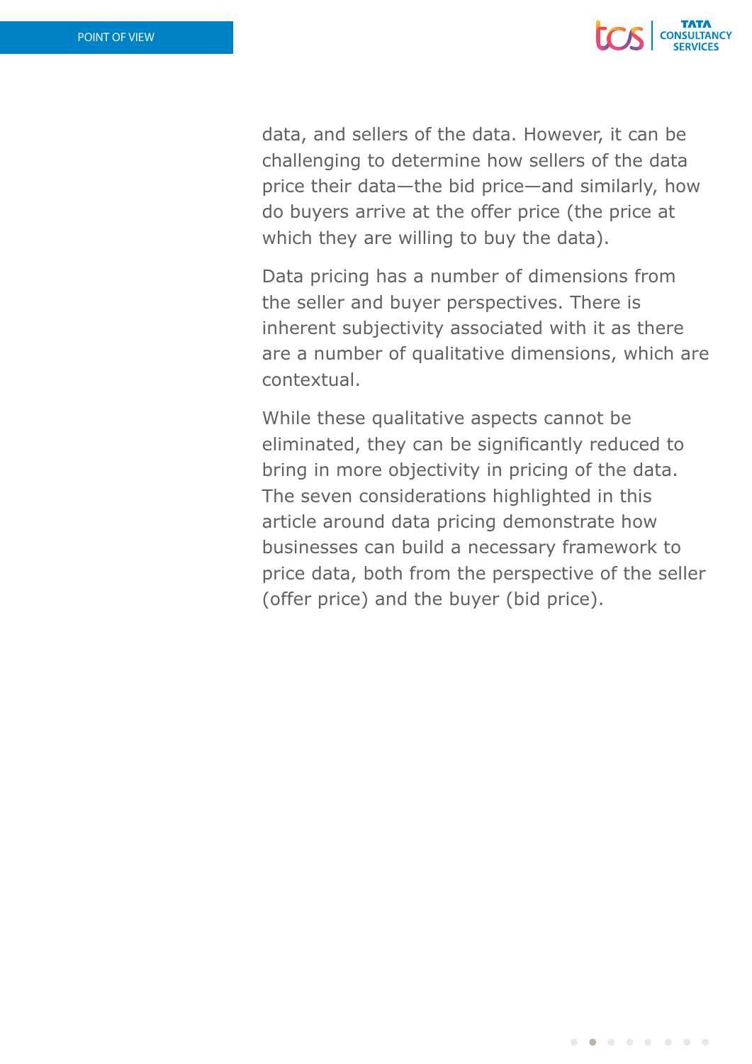data, and sellers of the data. However, it can be challenging to determine how sellers of the data price their data—the bid price—and similarly, how do buyers arrive at the offer price (the price at which they are willing to buy the data).

Data pricing has a number of dimensions from the seller and buyer perspectives. There is inherent subjectivity associated with it as there are a number of qualitative dimensions, which are contextual.

While these qualitative aspects cannot be eliminated, they can be significantly reduced to bring in more objectivity in pricing of the data. The seven considerations highlighted in this article around data pricing demonstrate how businesses can build a necessary framework to price data, both from the perspective of the seller (offer price) and the buyer (bid price).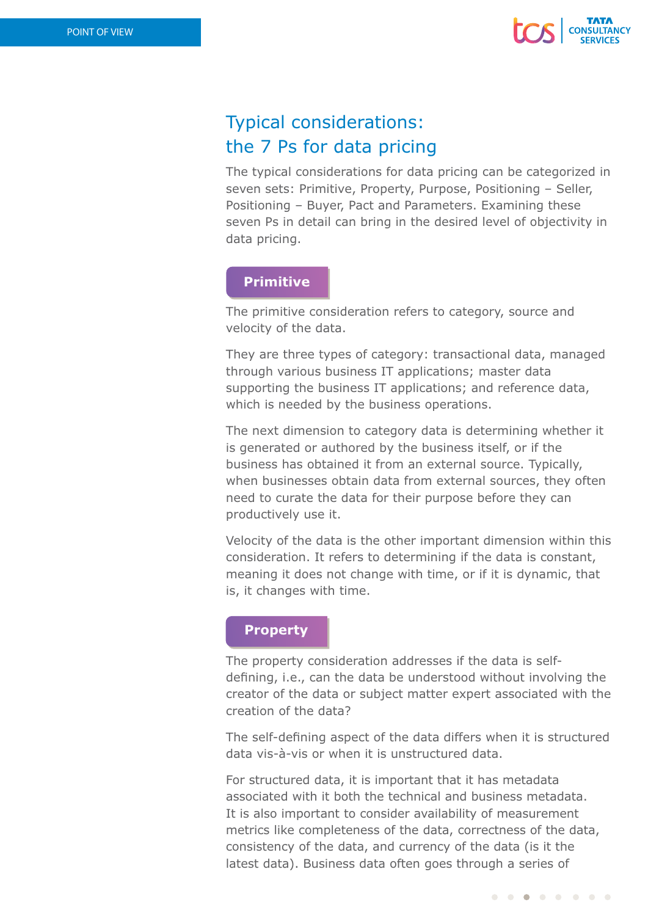## Typical considerations: the 7 Ps for data pricing

The typical considerations for data pricing can be categorized in seven sets: Primitive, Property, Purpose, Positioning – Seller, Positioning – Buyer, Pact and Parameters. Examining these seven Ps in detail can bring in the desired level of objectivity in data pricing.

### Primitive

The primitive consideration refers to category, source and velocity of the data.

They are three types of category: transactional data, managed through various business IT applications; master data supporting the business IT applications; and reference data, which is needed by the business operations.

The next dimension to category data is determining whether it is generated or authored by the business itself, or if the business has obtained it from an external source. Typically, when businesses obtain data from external sources, they often need to curate the data for their purpose before they can productively use it.

Velocity of the data is the other important dimension within this consideration. It refers to determining if the data is constant, meaning it does not change with time, or if it is dynamic, that is, it changes with time.

### Property

The property consideration addresses if the data is self-defining, i.e., can the data be understood without involving the creator of the data or subject matter expert associated with the creation of the data?

The self-defining aspect of the data differs when it is structured data vis-à-vis or when it is unstructured data.

For structured data, it is important that it has metadata associated with it both the technical and business metadata. It is also important to consider availability of measurement metrics like completeness of the data, correctness of the data, consistency of the data, and currency of the data (is it the latest data). Business data often goes through a series of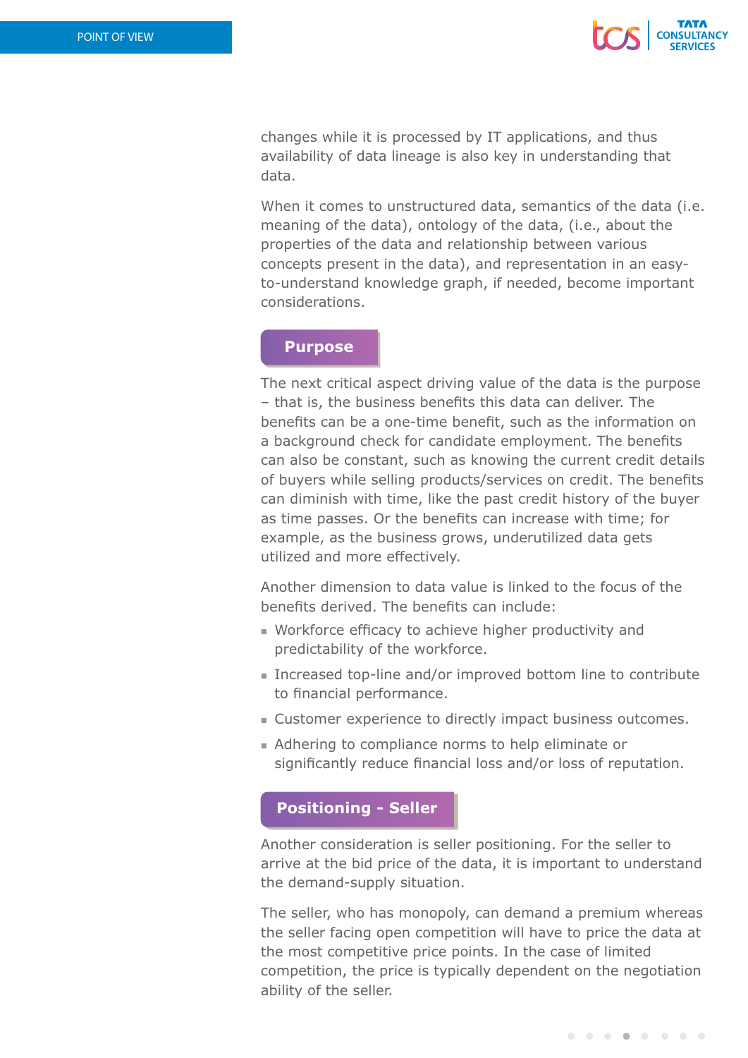changes while it is processed by IT applications, and thus availability of data lineage is also key in understanding that data.

When it comes to unstructured data, semantics of the data (i.e. meaning of the data), ontology of the data, (i.e., about the properties of the data and relationship between various concepts present in the data), and representation in an easy-to-understand knowledge graph, if needed, become important considerations.

## Purpose

The next critical aspect driving value of the data is the purpose – that is, the business benefits this data can deliver. The benefits can be a one-time benefit, such as the information on a background check for candidate employment. The benefits can also be constant, such as knowing the current credit details of buyers while selling products/services on credit. The benefits can diminish with time, like the past credit history of the buyer as time passes. Or the benefits can increase with time; for example, as the business grows, underutilized data gets utilized and more effectively.

Another dimension to data value is linked to the focus of the benefits derived. The benefits can include:

- Workforce efficacy to achieve higher productivity and predictability of the workforce.
- Increased top-line and/or improved bottom line to contribute to financial performance.
- Customer experience to directly impact business outcomes.
- Adhering to compliance norms to help eliminate or significantly reduce financial loss and/or loss of reputation.

## Positioning - Seller

Another consideration is seller positioning. For the seller to arrive at the bid price of the data, it is important to understand the demand-supply situation.

The seller, who has monopoly, can demand a premium whereas the seller facing open competition will have to price the data at the most competitive price points. In the case of limited competition, the price is typically dependent on the negotiation ability of the seller.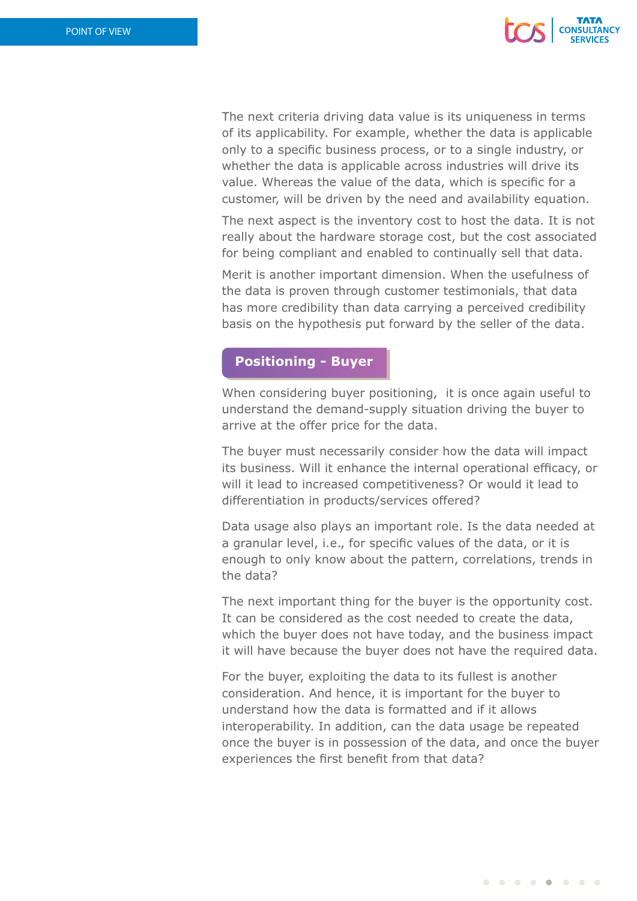The next criteria driving data value is its uniqueness in terms of its applicability. For example, whether the data is applicable only to a specific business process, or to a single industry, or whether the data is applicable across industries will drive its value. Whereas the value of the data, which is specific for a customer, will be driven by the need and availability equation.

The next aspect is the inventory cost to host the data. It is not really about the hardware storage cost, but the cost associated for being compliant and enabled to continually sell that data.

Merit is another important dimension. When the usefulness of the data is proven through customer testimonials, that data has more credibility than data carrying a perceived credibility basis on the hypothesis put forward by the seller of the data.

## Positioning - Buyer

When considering buyer positioning,  it is once again useful to understand the demand-supply situation driving the buyer to arrive at the offer price for the data.

The buyer must necessarily consider how the data will impact its business. Will it enhance the internal operational efficacy, or will it lead to increased competitiveness? Or would it lead to differentiation in products/services offered?

Data usage also plays an important role. Is the data needed at a granular level, i.e., for specific values of the data, or it is enough to only know about the pattern, correlations, trends in the data?

The next important thing for the buyer is the opportunity cost. It can be considered as the cost needed to create the data, which the buyer does not have today, and the business impact it will have because the buyer does not have the required data.

For the buyer, exploiting the data to its fullest is another consideration. And hence, it is important for the buyer to understand how the data is formatted and if it allows interoperability. In addition, can the data usage be repeated once the buyer is in possession of the data, and once the buyer experiences the first benefit from that data?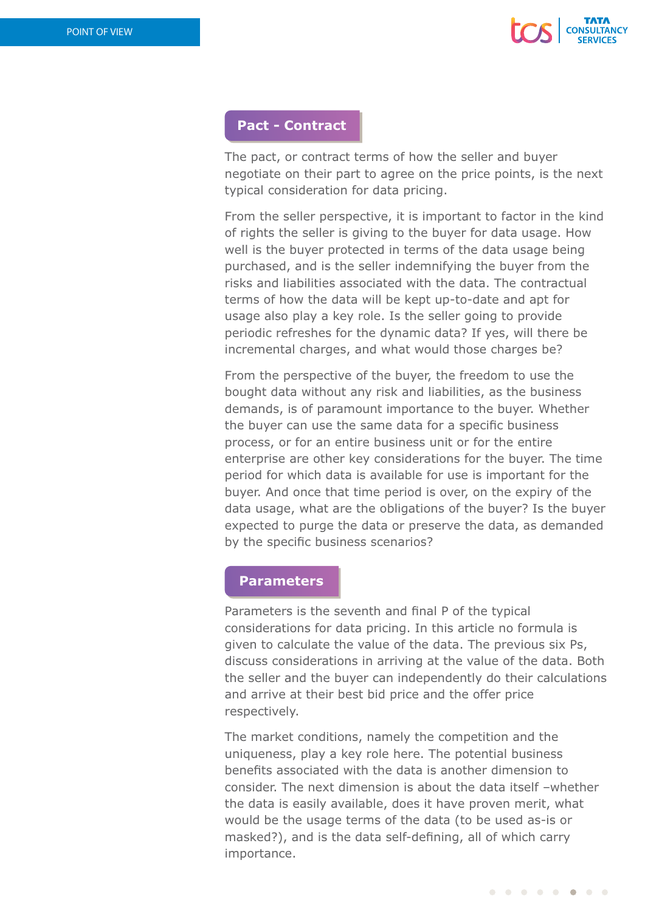## Pact - Contract

The pact, or contract terms of how the seller and buyer negotiate on their part to agree on the price points, is the next typical consideration for data pricing.

From the seller perspective, it is important to factor in the kind of rights the seller is giving to the buyer for data usage. How well is the buyer protected in terms of the data usage being purchased, and is the seller indemnifying the buyer from the risks and liabilities associated with the data. The contractual terms of how the data will be kept up-to-date and apt for usage also play a key role. Is the seller going to provide periodic refreshes for the dynamic data? If yes, will there be incremental charges, and what would those charges be?

From the perspective of the buyer, the freedom to use the bought data without any risk and liabilities, as the business demands, is of paramount importance to the buyer. Whether the buyer can use the same data for a specific business process, or for an entire business unit or for the entire enterprise are other key considerations for the buyer. The time period for which data is available for use is important for the buyer. And once that time period is over, on the expiry of the data usage, what are the obligations of the buyer? Is the buyer expected to purge the data or preserve the data, as demanded by the specific business scenarios?

## Parameters

Parameters is the seventh and final P of the typical considerations for data pricing. In this article no formula is given to calculate the value of the data. The previous six Ps, discuss considerations in arriving at the value of the data. Both the seller and the buyer can independently do their calculations and arrive at their best bid price and the offer price respectively.

The market conditions, namely the competition and the uniqueness, play a key role here. The potential business benefits associated with the data is another dimension to consider. The next dimension is about the data itself –whether the data is easily available, does it have proven merit, what would be the usage terms of the data (to be used as-is or masked?), and is the data self-defining, all of which carry importance.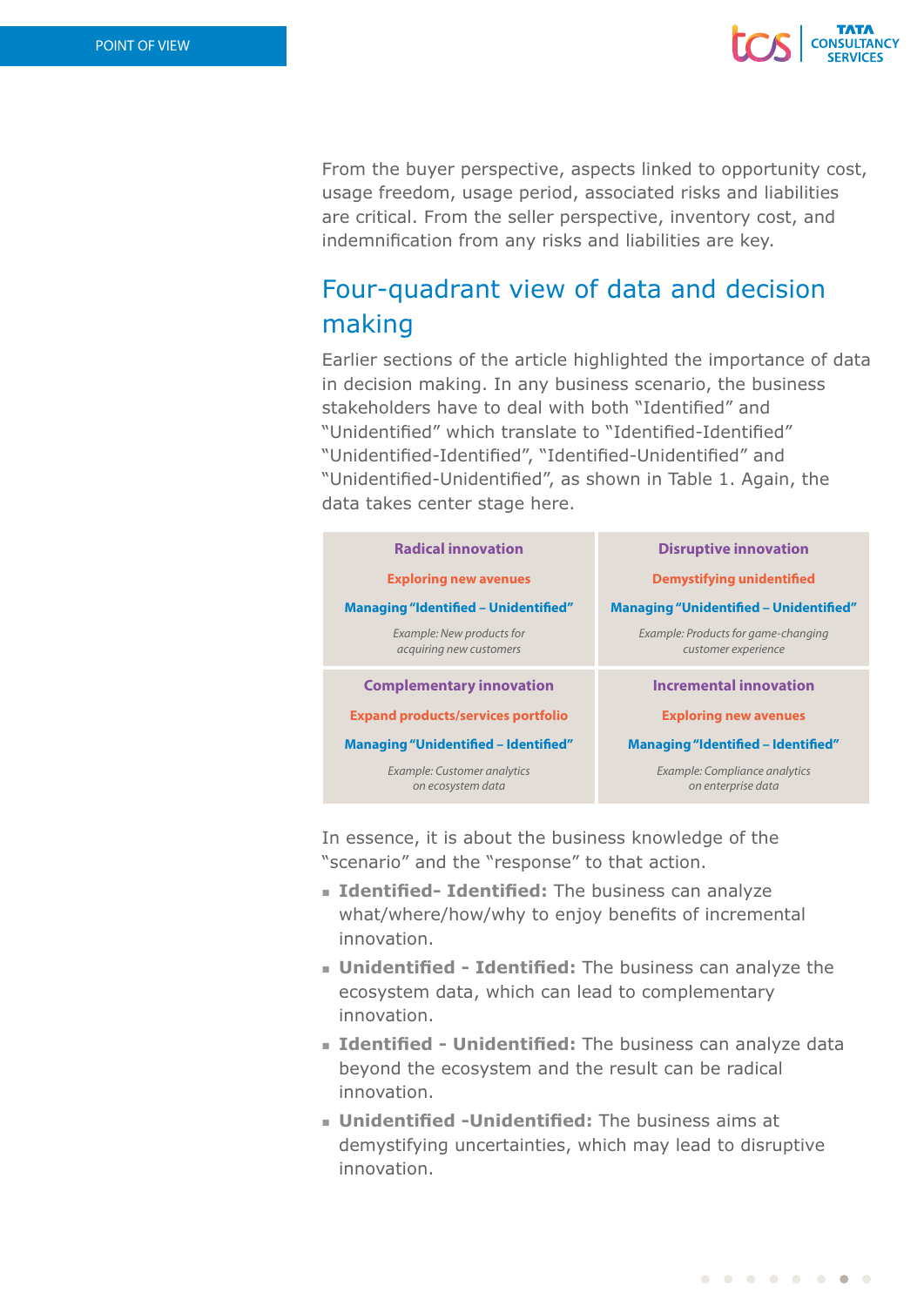From the buyer perspective, aspects linked to opportunity cost, usage freedom, usage period, associated risks and liabilities are critical. From the seller perspective, inventory cost, and indemnification from any risks and liabilities are key.

## Four-quadrant view of data and decision making

Earlier sections of the article highlighted the importance of data in decision making. In any business scenario, the business stakeholders have to deal with both "Identified" and "Unidentified" which translate to "Identified-Identified" "Unidentified-Identified", "Identified-Unidentified" and "Unidentified-Unidentified", as shown in Table 1. Again, the data takes center stage here.

| | |
|---|---|
| **Radical innovation**<br>**Exploring new avenues**<br>**Managing "Identified – Unidentified"**<br>*Example: New products for acquiring new customers* | **Disruptive innovation**<br>**Demystifying unidentified**<br>**Managing "Unidentified – Unidentified"**<br>*Example: Products for game-changing customer experience* |
| **Complementary innovation**<br>**Expand products/services portfolio**<br>**Managing "Unidentified – Identified"**<br>*Example: Customer analytics on ecosystem data* | **Incremental innovation**<br>**Exploring new avenues**<br>**Managing "Identified – Identified"**<br>*Example: Compliance analytics on enterprise data* |

In essence, it is about the business knowledge of the "scenario" and the "response" to that action.

- **Identified- Identified:** The business can analyze what/where/how/why to enjoy benefits of incremental innovation.
- **Unidentified - Identified:** The business can analyze the ecosystem data, which can lead to complementary innovation.
- **Identified - Unidentified:** The business can analyze data beyond the ecosystem and the result can be radical innovation.
- **Unidentified -Unidentified:** The business aims at demystifying uncertainties, which may lead to disruptive innovation.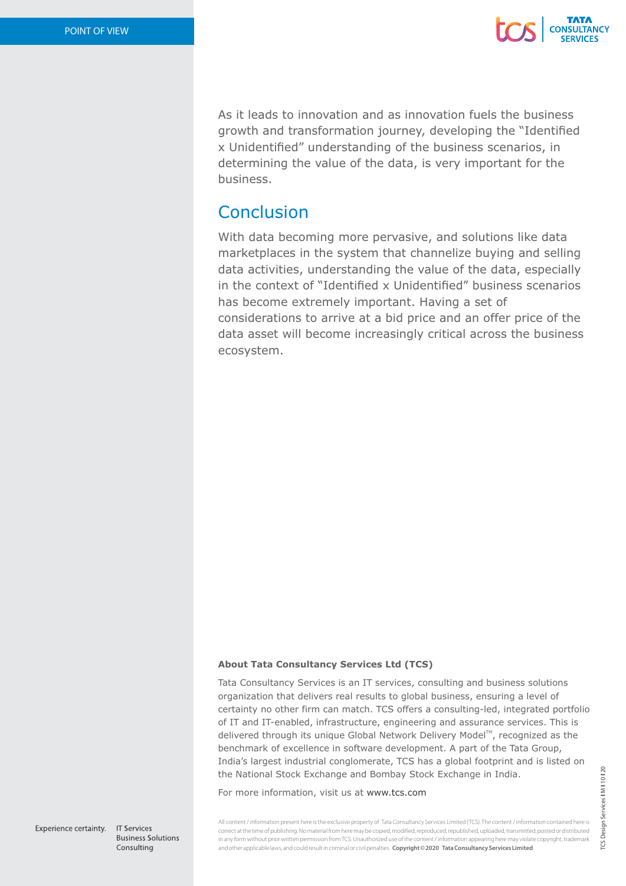As it leads to innovation and as innovation fuels the business growth and transformation journey, developing the "Identified x Unidentified" understanding of the business scenarios, in determining the value of the data, is very important for the business.

## Conclusion

With data becoming more pervasive, and solutions like data marketplaces in the system that channelize buying and selling data activities, understanding the value of the data, especially in the context of "Identified x Unidentified" business scenarios has become extremely important. Having a set of considerations to arrive at a bid price and an offer price of the data asset will become increasingly critical across the business ecosystem.

**About Tata Consultancy Services Ltd (TCS)**

Tata Consultancy Services is an IT services, consulting and business solutions organization that delivers real results to global business, ensuring a level of certainty no other firm can match. TCS offers a consulting-led, integrated portfolio of IT and IT-enabled, infrastructure, engineering and assurance services. This is delivered through its unique Global Network Delivery Model™, recognized as the benchmark of excellence in software development. A part of the Tata Group, India's largest industrial conglomerate, TCS has a global footprint and is listed on the National Stock Exchange and Bombay Stock Exchange in India.

For more information, visit us at www.tcs.com

Experience certainty. IT Services
Business Solutions
Consulting

All content / information present here is the exclusive property of Tata Consultancy Services Limited (TCS). The content / information contained here is correct at the time of publishing. No material from here may be copied, modified, reproduced, republished, uploaded, transmitted, posted or distributed in any form without prior written permission from TCS. Unauthorized use of the content / information appearing here may violate copyright, trademark and other applicable laws, and could result in criminal or civil penalties. **Copyright © 2020 Tata Consultancy Services Limited**

TCS Design Services I M I 10 I 20